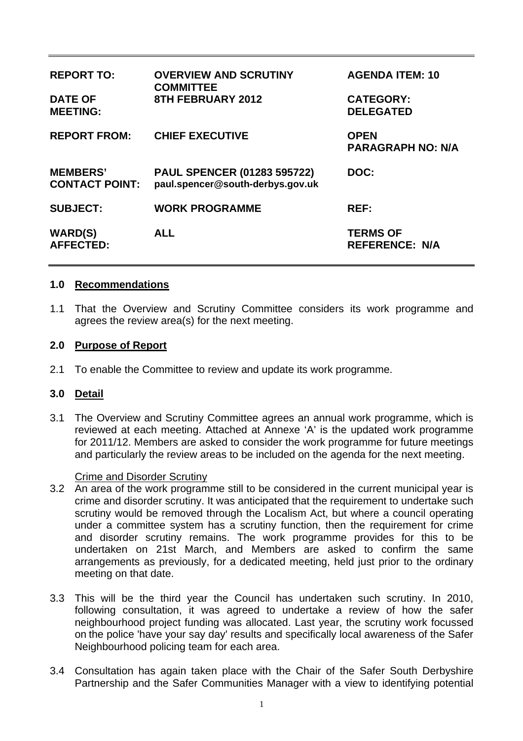| | | |
|---|---|---|
| **REPORT TO:** | **OVERVIEW AND SCRUTINY COMMITTEE** | **AGENDA ITEM: 10** |
| **DATE OF MEETING:** | **8TH FEBRUARY 2012** | **CATEGORY: DELEGATED** |
| **REPORT FROM:** | **CHIEF EXECUTIVE** | **OPEN PARAGRAPH NO: N/A** |
| **MEMBERS' CONTACT POINT:** | **PAUL SPENCER (01283 595722) paul.spencer@south-derbys.gov.uk** | **DOC:** |
| **SUBJECT:** | **WORK PROGRAMME** | **REF:** |
| **WARD(S) AFFECTED:** | **ALL** | **TERMS OF REFERENCE: N/A** |

## 1.0 Recommendations

1.1 That the Overview and Scrutiny Committee considers its work programme and agrees the review area(s) for the next meeting.

## 2.0 Purpose of Report

2.1 To enable the Committee to review and update its work programme.

## 3.0 Detail

3.1 The Overview and Scrutiny Committee agrees an annual work programme, which is reviewed at each meeting. Attached at Annexe 'A' is the updated work programme for 2011/12. Members are asked to consider the work programme for future meetings and particularly the review areas to be included on the agenda for the next meeting.

Crime and Disorder Scrutiny

3.2 An area of the work programme still to be considered in the current municipal year is crime and disorder scrutiny. It was anticipated that the requirement to undertake such scrutiny would be removed through the Localism Act, but where a council operating under a committee system has a scrutiny function, then the requirement for crime and disorder scrutiny remains. The work programme provides for this to be undertaken on 21st March, and Members are asked to confirm the same arrangements as previously, for a dedicated meeting, held just prior to the ordinary meeting on that date.

3.3 This will be the third year the Council has undertaken such scrutiny. In 2010, following consultation, it was agreed to undertake a review of how the safer neighbourhood project funding was allocated. Last year, the scrutiny work focussed on the police 'have your say day' results and specifically local awareness of the Safer Neighbourhood policing team for each area.

3.4 Consultation has again taken place with the Chair of the Safer South Derbyshire Partnership and the Safer Communities Manager with a view to identifying potential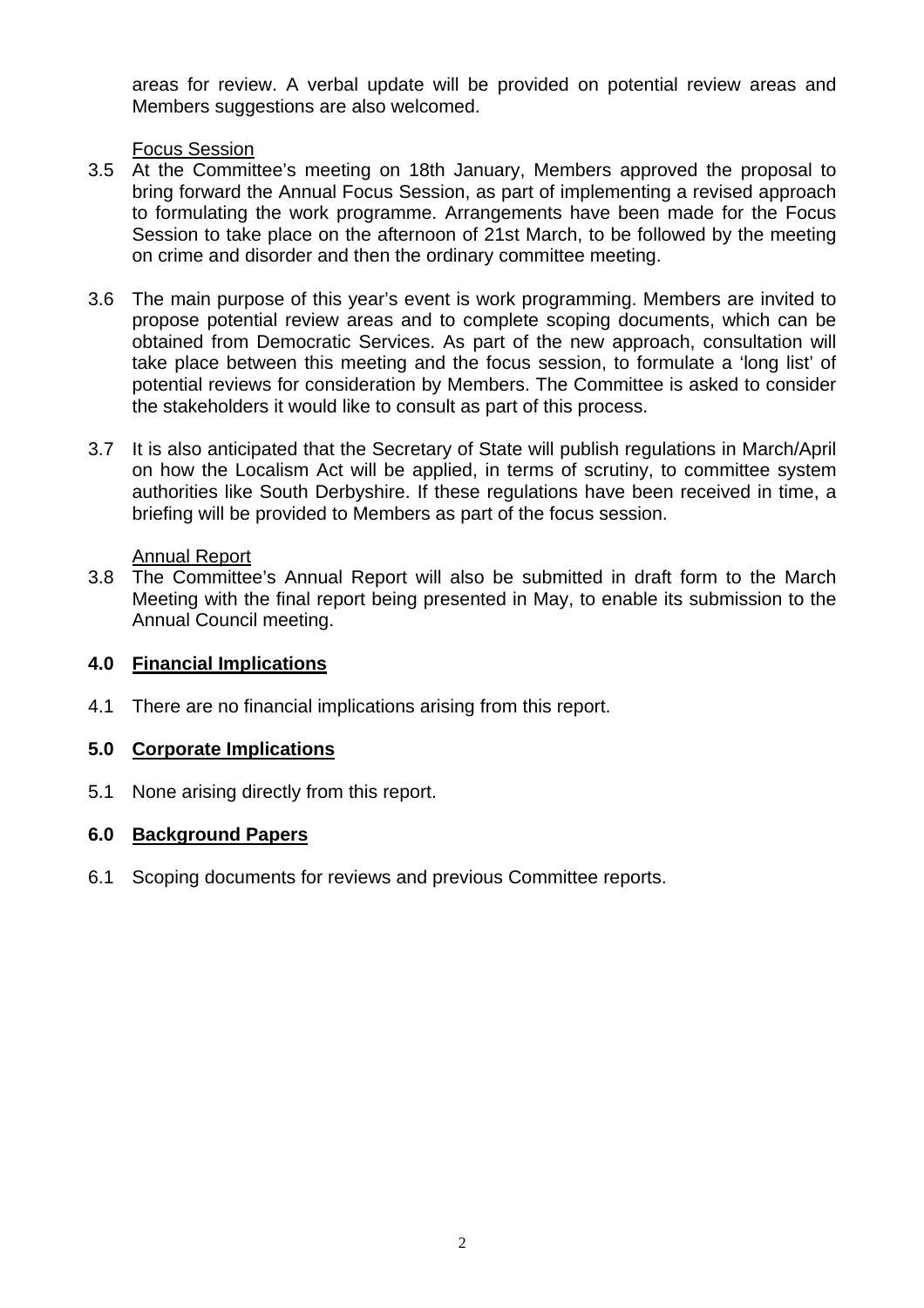areas for review. A verbal update will be provided on potential review areas and Members suggestions are also welcomed.

Focus Session

3.5 At the Committee's meeting on 18th January, Members approved the proposal to bring forward the Annual Focus Session, as part of implementing a revised approach to formulating the work programme. Arrangements have been made for the Focus Session to take place on the afternoon of 21st March, to be followed by the meeting on crime and disorder and then the ordinary committee meeting.

3.6 The main purpose of this year's event is work programming. Members are invited to propose potential review areas and to complete scoping documents, which can be obtained from Democratic Services. As part of the new approach, consultation will take place between this meeting and the focus session, to formulate a 'long list' of potential reviews for consideration by Members. The Committee is asked to consider the stakeholders it would like to consult as part of this process.

3.7 It is also anticipated that the Secretary of State will publish regulations in March/April on how the Localism Act will be applied, in terms of scrutiny, to committee system authorities like South Derbyshire. If these regulations have been received in time, a briefing will be provided to Members as part of the focus session.

Annual Report

3.8 The Committee's Annual Report will also be submitted in draft form to the March Meeting with the final report being presented in May, to enable its submission to the Annual Council meeting.

## 4.0 Financial Implications

4.1 There are no financial implications arising from this report.

## 5.0 Corporate Implications

5.1 None arising directly from this report.

## 6.0 Background Papers

6.1 Scoping documents for reviews and previous Committee reports.